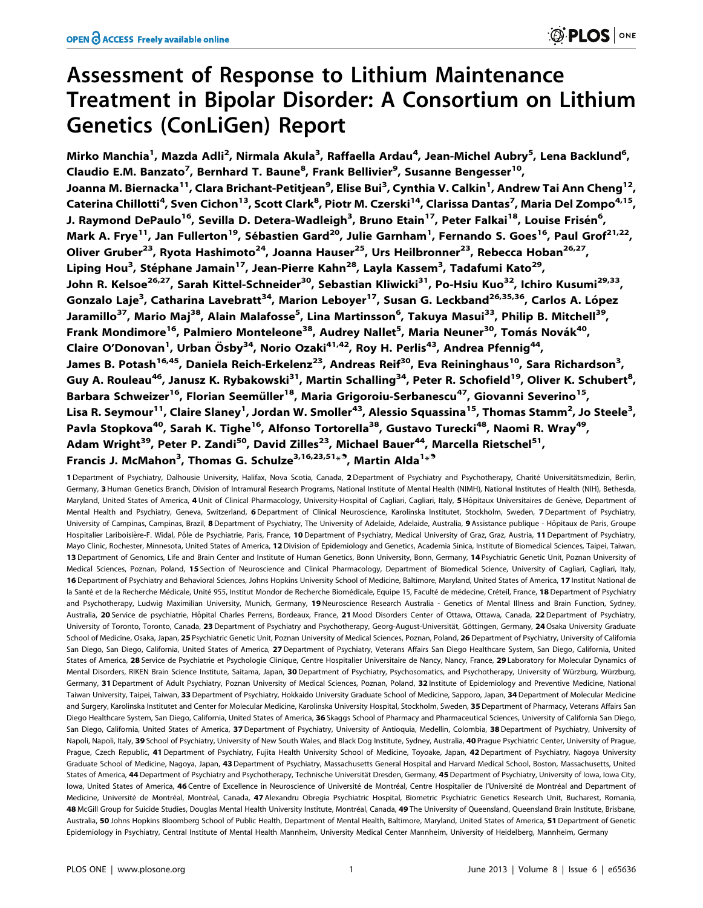OPEN ACCESS Freely available online

# Assessment of Response to Lithium Maintenance Treatment in Bipolar Disorder: A Consortium on Lithium Genetics (ConLiGen) Report

**Mirko Manchia[1], Mazda Adli[2], Nirmala Akula[3], Raffaella Ardau[4], Jean-Michel Aubry[5], Lena Backlund[6], Claudio E.M. Banzato[7], Bernhard T. Baune[8], Frank Bellivier[9], Susanne Bengesser[10], Joanna M. Biernacka[11], Clara Brichant-Petitjean[9], Elise Bui[3], Cynthia V. Calkin[1], Andrew Tai Ann Cheng[12], Caterina Chillotti[4], Sven Cichon[13], Scott Clark[8], Piotr M. Czerski[14], Clarissa Dantas[7], Maria Del Zompo[4,15], J. Raymond DePaulo[16], Sevilla D. Detera-Wadleigh[3], Bruno Etain[17], Peter Falkai[18], Louise Frisén[6], Mark A. Frye[11], Jan Fullerton[19], Sébastien Gard[20], Julie Garnham[1], Fernando S. Goes[16], Paul Grof[21,22], Oliver Gruber[23], Ryota Hashimoto[24], Joanna Hauser[25], Urs Heilbronner[23], Rebecca Hoban[26,27], Liping Hou[3], Stéphane Jamain[17], Jean-Pierre Kahn[28], Layla Kassem[3], Tadafumi Kato[29], John R. Kelsoe[26,27], Sarah Kittel-Schneider[30], Sebastian Kliwicki[31], Po-Hsiu Kuo[32], Ichiro Kusumi[29,33], Gonzalo Laje[3], Catharina Lavebratt[34], Marion Leboyer[17], Susan G. Leckband[26,35,36], Carlos A. López Jaramillo[37], Mario Maj[38], Alain Malafosse[5], Lina Martinsson[6], Takuya Masui[33], Philip B. Mitchell[39], Frank Mondimore[16], Palmiero Monteleone[38], Audrey Nallet[5], Maria Neuner[30], Tomás Novák[40], Claire O'Donovan[1], Urban Ösby[34], Norio Ozaki[41,42], Roy H. Perlis[43], Andrea Pfennig[44], James B. Potash[16,45], Daniela Reich-Erkelenz[23], Andreas Reif[30], Eva Reininghaus[10], Sara Richardson[3], Guy A. Rouleau[46], Janusz K. Rybakowski[31], Martin Schalling[34], Peter R. Schofield[19], Oliver K. Schubert[8], Barbara Schweizer[16], Florian Seemüller[18], Maria Grigoroiu-Serbanescu[47], Giovanni Severino[15], Lisa R. Seymour[11], Claire Slaney[1], Jordan W. Smoller[43], Alessio Squassina[15], Thomas Stamm[2], Jo Steele[3], Pavla Stopkova[40], Sarah K. Tighe[16], Alfonso Tortorella[38], Gustavo Turecki[48], Naomi R. Wray[49], Adam Wright[39], Peter P. Zandi[50], David Zilles[23], Michael Bauer[44], Marcella Rietschel[51], Francis J. McMahon[3], Thomas G. Schulze[3,16,23,51]*¶, Martin Alda[1]*¶**

**1** Department of Psychiatry, Dalhousie University, Halifax, Nova Scotia, Canada, **2** Department of Psychiatry and Psychotherapy, Charité Universitätsmedizin, Berlin, Germany, **3** Human Genetics Branch, Division of Intramural Research Programs, National Institute of Mental Health (NIMH), National Institutes of Health (NIH), Bethesda, Maryland, United States of America, **4** Unit of Clinical Pharmacology, University-Hospital of Cagliari, Cagliari, Italy, **5** Hôpitaux Universitaires de Genève, Department of Mental Health and Psychiatry, Geneva, Switzerland, **6** Department of Clinical Neuroscience, Karolinska Institutet, Stockholm, Sweden, **7** Department of Psychiatry, University of Campinas, Campinas, Brazil, **8** Department of Psychiatry, The University of Adelaide, Adelaide, Australia, **9** Assistance publique - Hôpitaux de Paris, Groupe Hospitalier Lariboisière-F. Widal, Pôle de Psychiatrie, Paris, France, **10** Department of Psychiatry, Medical University of Graz, Graz, Austria, **11** Department of Psychiatry, Mayo Clinic, Rochester, Minnesota, United States of America, **12** Division of Epidemiology and Genetics, Academia Sinica, Institute of Biomedical Sciences, Taipei, Taiwan, **13** Department of Genomics, Life and Brain Center and Institute of Human Genetics, Bonn University, Bonn, Germany, **14** Psychiatric Genetic Unit, Poznan University of Medical Sciences, Poznan, Poland, **15** Section of Neuroscience and Clinical Pharmacology, Department of Biomedical Science, University of Cagliari, Cagliari, Italy, **16** Department of Psychiatry and Behavioral Sciences, Johns Hopkins University School of Medicine, Baltimore, Maryland, United States of America, **17** Institut National de la Santé et de la Recherche Médicale, Unité 955, Institut Mondor de Recherche Biomédicale, Equipe 15, Faculté de médecine, Créteil, France, **18** Department of Psychiatry and Psychotherapy, Ludwig Maximilian University, Munich, Germany, **19** Neuroscience Research Australia - Genetics of Mental Illness and Brain Function, Sydney, Australia, **20** Service de psychiatrie, Hôpital Charles Perrens, Bordeaux, France, **21** Mood Disorders Center of Ottawa, Ottawa, Canada, **22** Department of Psychiatry, University of Toronto, Toronto, Canada, **23** Department of Psychiatry and Psychotherapy, Georg-August-Universität, Göttingen, Germany, **24** Osaka University Graduate School of Medicine, Osaka, Japan, **25** Psychiatric Genetic Unit, Poznan University of Medical Sciences, Poznan, Poland, **26** Department of Psychiatry, University of California San Diego, San Diego, California, United States of America, **27** Department of Psychiatry, Veterans Affairs San Diego Healthcare System, San Diego, California, United States of America, **28** Service de Psychiatrie et Psychologie Clinique, Centre Hospitalier Universitaire de Nancy, Nancy, France, **29** Laboratory for Molecular Dynamics of Mental Disorders, RIKEN Brain Science Institute, Saitama, Japan, **30** Department of Psychiatry, Psychosomatics, and Psychotherapy, University of Würzburg, Würzburg, Germany, **31** Department of Adult Psychiatry, Poznan University of Medical Sciences, Poznan, Poland, **32** Institute of Epidemiology and Preventive Medicine, National Taiwan University, Taipei, Taiwan, **33** Department of Psychiatry, Hokkaido University Graduate School of Medicine, Sapporo, Japan, **34** Department of Molecular Medicine and Surgery, Karolinska Institutet and Center for Molecular Medicine, Karolinska University Hospital, Stockholm, Sweden, **35** Department of Pharmacy, Veterans Affairs San Diego Healthcare System, San Diego, California, United States of America, **36** Skaggs School of Pharmacy and Pharmaceutical Sciences, University of California San Diego, San Diego, California, United States of America, **37** Department of Psychiatry, University of Antioquia, Medellin, Colombia, **38** Department of Psychiatry, University of Napoli, Napoli, Italy, **39** School of Psychiatry, University of New South Wales, and Black Dog Institute, Sydney, Australia, **40** Prague Psychiatric Center, University of Prague, Prague, Czech Republic, **41** Department of Psychiatry, Fujita Health University School of Medicine, Toyoake, Japan, **42** Department of Psychiatry, Nagoya University Graduate School of Medicine, Nagoya, Japan, **43** Department of Psychiatry, Massachusetts General Hospital and Harvard Medical School, Boston, Massachusetts, United States of America, **44** Department of Psychiatry and Psychotherapy, Technische Universität Dresden, Germany, **45** Department of Psychiatry, University of Iowa, Iowa City, Iowa, United States of America, **46** Centre of Excellence in Neuroscience of Université de Montréal, Centre Hospitalier de l'Université de Montréal and Department of Medicine, Université de Montréal, Montréal, Canada, **47** Alexandru Obregia Psychiatric Hospital, Biometric Psychiatric Genetics Research Unit, Bucharest, Romania, **48** McGill Group for Suicide Studies, Douglas Mental Health University Institute, Montréal, Canada, **49** The University of Queensland, Queensland Brain Institute, Brisbane, Australia, **50** Johns Hopkins Bloomberg School of Public Health, Department of Mental Health, Baltimore, Maryland, United States of America, **51** Department of Genetic Epidemiology in Psychiatry, Central Institute of Mental Health Mannheim, University Medical Center Mannheim, University of Heidelberg, Mannheim, Germany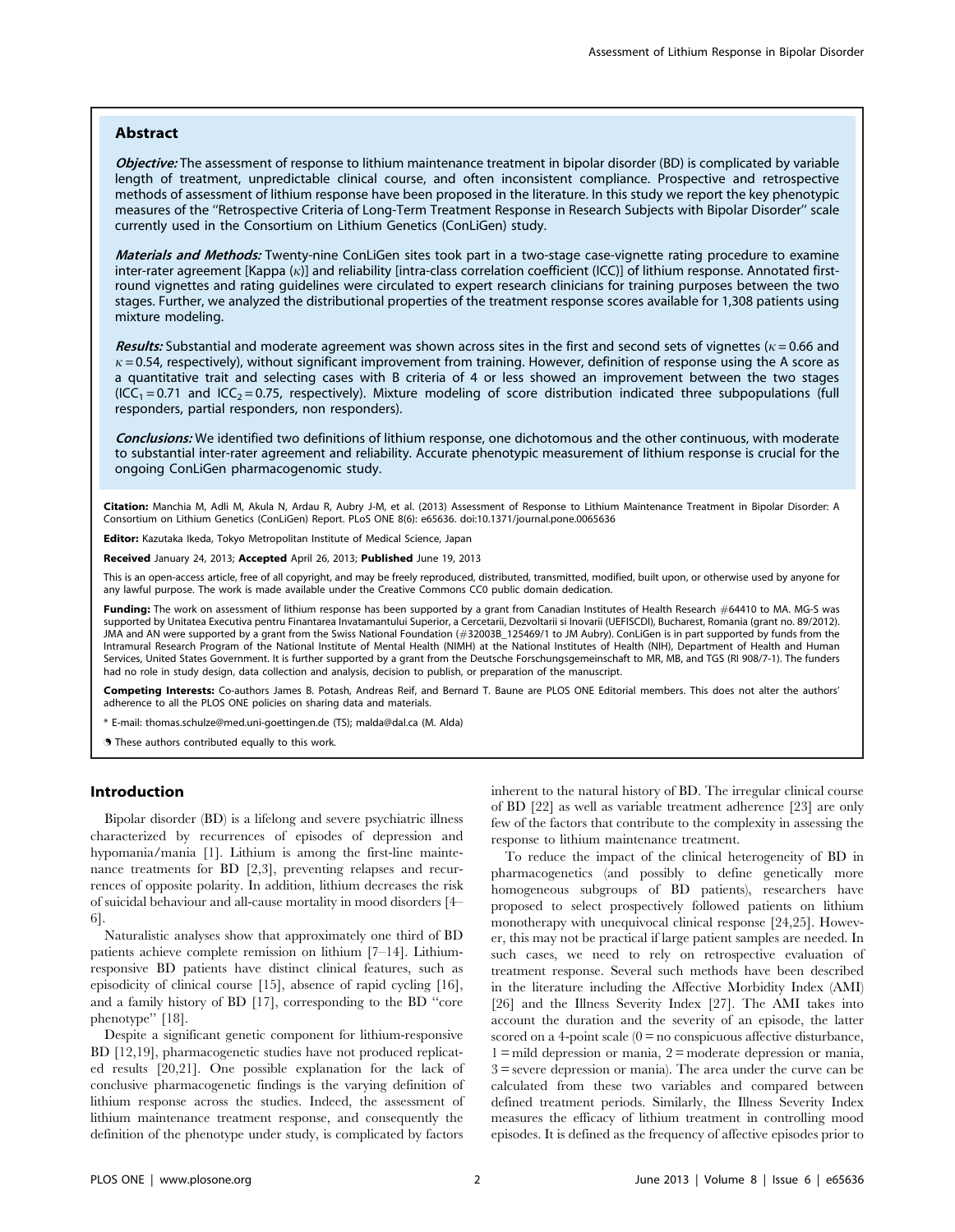## Abstract

***Objective:*** The assessment of response to lithium maintenance treatment in bipolar disorder (BD) is complicated by variable length of treatment, unpredictable clinical course, and often inconsistent compliance. Prospective and retrospective methods of assessment of lithium response have been proposed in the literature. In this study we report the key phenotypic measures of the "Retrospective Criteria of Long-Term Treatment Response in Research Subjects with Bipolar Disorder" scale currently used in the Consortium on Lithium Genetics (ConLiGen) study.

***Materials and Methods:*** Twenty-nine ConLiGen sites took part in a two-stage case-vignette rating procedure to examine inter-rater agreement [Kappa ($\kappa$)] and reliability [intra-class correlation coefficient (ICC)] of lithium response. Annotated first-round vignettes and rating guidelines were circulated to expert research clinicians for training purposes between the two stages. Further, we analyzed the distributional properties of the treatment response scores available for 1,308 patients using mixture modeling.

***Results:*** Substantial and moderate agreement was shown across sites in the first and second sets of vignettes ($\kappa = 0.66$ and $\kappa = 0.54$, respectively), without significant improvement from training. However, definition of response using the A score as a quantitative trait and selecting cases with B criteria of 4 or less showed an improvement between the two stages ($ICC_1 = 0.71$ and $ICC_2 = 0.75$, respectively). Mixture modeling of score distribution indicated three subpopulations (full responders, partial responders, non responders).

***Conclusions:*** We identified two definitions of lithium response, one dichotomous and the other continuous, with moderate to substantial inter-rater agreement and reliability. Accurate phenotypic measurement of lithium response is crucial for the ongoing ConLiGen pharmacogenomic study.

**Citation:** Manchia M, Adli M, Akula N, Ardau R, Aubry J-M, et al. (2013) Assessment of Response to Lithium Maintenance Treatment in Bipolar Disorder: A Consortium on Lithium Genetics (ConLiGen) Report. PLoS ONE 8(6): e65636. doi:10.1371/journal.pone.0065636

**Editor:** Kazutaka Ikeda, Tokyo Metropolitan Institute of Medical Science, Japan

**Received** January 24, 2013; **Accepted** April 26, 2013; **Published** June 19, 2013

This is an open-access article, free of all copyright, and may be freely reproduced, distributed, transmitted, modified, built upon, or otherwise used by anyone for any lawful purpose. The work is made available under the Creative Commons CC0 public domain dedication.

**Funding:** The work on assessment of lithium response has been supported by a grant from Canadian Institutes of Health Research #64410 to MA. MG-S was supported by Unitatea Executiva pentru Finantarea Invatamantului Superior, a Cercetarii, Dezvoltarii si Inovarii (UEFISCDI), Bucharest, Romania (grant no. 89/2012). JMA and AN were supported by a grant from the Swiss National Foundation (#32003B_125469/1 to JM Aubry). ConLiGen is in part supported by funds from the Intramural Research Program of the National Institute of Mental Health (NIMH) at the National Institutes of Health (NIH), Department of Health and Human Services, United States Government. It is further supported by a grant from the Deutsche Forschungsgemeinschaft to MR, MB, and TGS (RI 908/7-1). The funders had no role in study design, data collection and analysis, decision to publish, or preparation of the manuscript.

**Competing Interests:** Co-authors James B. Potash, Andreas Reif, and Bernard T. Baune are PLOS ONE Editorial members. This does not alter the authors' adherence to all the PLOS ONE policies on sharing data and materials.

\* E-mail: thomas.schulze@med.uni-goettingen.de (TS); malda@dal.ca (M. Alda)

These authors contributed equally to this work.

## Introduction

Bipolar disorder (BD) is a lifelong and severe psychiatric illness characterized by recurrences of episodes of depression and hypomania/mania [1]. Lithium is among the first-line maintenance treatments for BD [2,3], preventing relapses and recurrences of opposite polarity. In addition, lithium decreases the risk of suicidal behaviour and all-cause mortality in mood disorders [4–6].

Naturalistic analyses show that approximately one third of BD patients achieve complete remission on lithium [7–14]. Lithium-responsive BD patients have distinct clinical features, such as episodicity of clinical course [15], absence of rapid cycling [16], and a family history of BD [17], corresponding to the BD "core phenotype" [18].

Despite a significant genetic component for lithium-responsive BD [12,19], pharmacogenetic studies have not produced replicated results [20,21]. One possible explanation for the lack of conclusive pharmacogenetic findings is the varying definition of lithium response across the studies. Indeed, the assessment of lithium maintenance treatment response, and consequently the definition of the phenotype under study, is complicated by factors inherent to the natural history of BD. The irregular clinical course of BD [22] as well as variable treatment adherence [23] are only few of the factors that contribute to the complexity in assessing the response to lithium maintenance treatment.

To reduce the impact of the clinical heterogeneity of BD in pharmacogenetics (and possibly to define genetically more homogeneous subgroups of BD patients), researchers have proposed to select prospectively followed patients on lithium monotherapy with unequivocal clinical response [24,25]. However, this may not be practical if large patient samples are needed. In such cases, we need to rely on retrospective evaluation of treatment response. Several such methods have been described in the literature including the Affective Morbidity Index (AMI) [26] and the Illness Severity Index [27]. The AMI takes into account the duration and the severity of an episode, the latter scored on a 4-point scale (0 = no conspicuous affective disturbance, 1 = mild depression or mania, 2 = moderate depression or mania, 3 = severe depression or mania). The area under the curve can be calculated from these two variables and compared between defined treatment periods. Similarly, the Illness Severity Index measures the efficacy of lithium treatment in controlling mood episodes. It is defined as the frequency of affective episodes prior to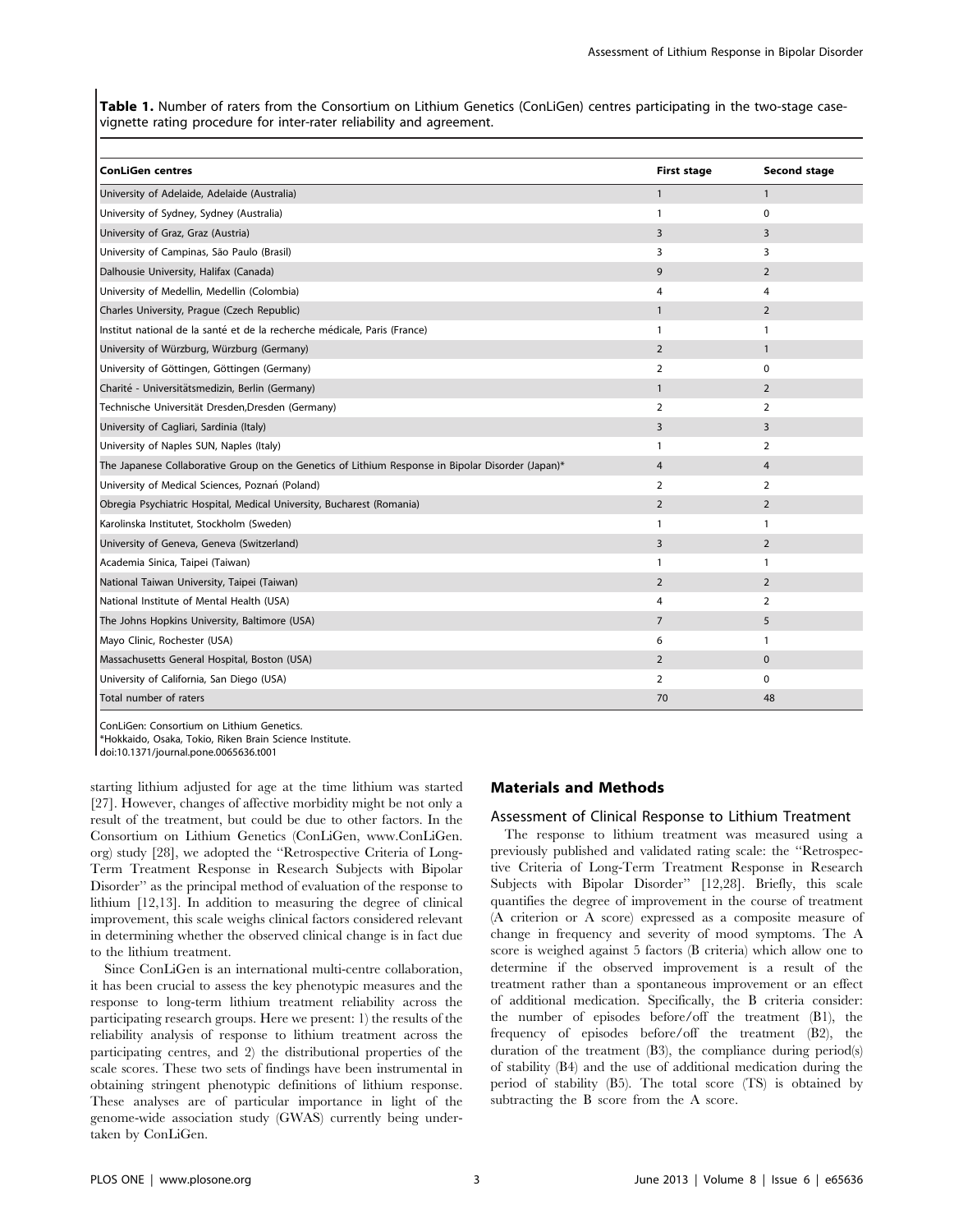**Table 1.** Number of raters from the Consortium on Lithium Genetics (ConLiGen) centres participating in the two-stage case-vignette rating procedure for inter-rater reliability and agreement.

| ConLiGen centres | First stage | Second stage |
| --- | --- | --- |
| University of Adelaide, Adelaide (Australia) | 1 | 1 |
| University of Sydney, Sydney (Australia) | 1 | 0 |
| University of Graz, Graz (Austria) | 3 | 3 |
| University of Campinas, São Paulo (Brasil) | 3 | 3 |
| Dalhousie University, Halifax (Canada) | 9 | 2 |
| University of Medellin, Medellin (Colombia) | 4 | 4 |
| Charles University, Prague (Czech Republic) | 1 | 2 |
| Institut national de la santé et de la recherche médicale, Paris (France) | 1 | 1 |
| University of Würzburg, Würzburg (Germany) | 2 | 1 |
| University of Göttingen, Göttingen (Germany) | 2 | 0 |
| Charité - Universitätsmedizin, Berlin (Germany) | 1 | 2 |
| Technische Universität Dresden,Dresden (Germany) | 2 | 2 |
| University of Cagliari, Sardinia (Italy) | 3 | 3 |
| University of Naples SUN, Naples (Italy) | 1 | 2 |
| The Japanese Collaborative Group on the Genetics of Lithium Response in Bipolar Disorder (Japan)* | 4 | 4 |
| University of Medical Sciences, Poznań (Poland) | 2 | 2 |
| Obregia Psychiatric Hospital, Medical University, Bucharest (Romania) | 2 | 2 |
| Karolinska Institutet, Stockholm (Sweden) | 1 | 1 |
| University of Geneva, Geneva (Switzerland) | 3 | 2 |
| Academia Sinica, Taipei (Taiwan) | 1 | 1 |
| National Taiwan University, Taipei (Taiwan) | 2 | 2 |
| National Institute of Mental Health (USA) | 4 | 2 |
| The Johns Hopkins University, Baltimore (USA) | 7 | 5 |
| Mayo Clinic, Rochester (USA) | 6 | 1 |
| Massachusetts General Hospital, Boston (USA) | 2 | 0 |
| University of California, San Diego (USA) | 2 | 0 |
| Total number of raters | 70 | 48 |

ConLiGen: Consortium on Lithium Genetics.
*Hokkaido, Osaka, Tokio, Riken Brain Science Institute.
doi:10.1371/journal.pone.0065636.t001

starting lithium adjusted for age at the time lithium was started [27]. However, changes of affective morbidity might be not only a result of the treatment, but could be due to other factors. In the Consortium on Lithium Genetics (ConLiGen, www.ConLiGen.org) study [28], we adopted the "Retrospective Criteria of Long-Term Treatment Response in Research Subjects with Bipolar Disorder" as the principal method of evaluation of the response to lithium [12,13]. In addition to measuring the degree of clinical improvement, this scale weighs clinical factors considered relevant in determining whether the observed clinical change is in fact due to the lithium treatment.

Since ConLiGen is an international multi-centre collaboration, it has been crucial to assess the key phenotypic measures and the response to long-term lithium treatment reliability across the participating research groups. Here we present: 1) the results of the reliability analysis of response to lithium treatment across the participating centres, and 2) the distributional properties of the scale scores. These two sets of findings have been instrumental in obtaining stringent phenotypic definitions of lithium response. These analyses are of particular importance in light of the genome-wide association study (GWAS) currently being undertaken by ConLiGen.

## Materials and Methods

### Assessment of Clinical Response to Lithium Treatment

The response to lithium treatment was measured using a previously published and validated rating scale: the "Retrospective Criteria of Long-Term Treatment Response in Research Subjects with Bipolar Disorder" [12,28]. Briefly, this scale quantifies the degree of improvement in the course of treatment (A criterion or A score) expressed as a composite measure of change in frequency and severity of mood symptoms. The A score is weighed against 5 factors (B criteria) which allow one to determine if the observed improvement is a result of the treatment rather than a spontaneous improvement or an effect of additional medication. Specifically, the B criteria consider: the number of episodes before/off the treatment (B1), the frequency of episodes before/off the treatment (B2), the duration of the treatment (B3), the compliance during period(s) of stability (B4) and the use of additional medication during the period of stability (B5). The total score (TS) is obtained by subtracting the B score from the A score.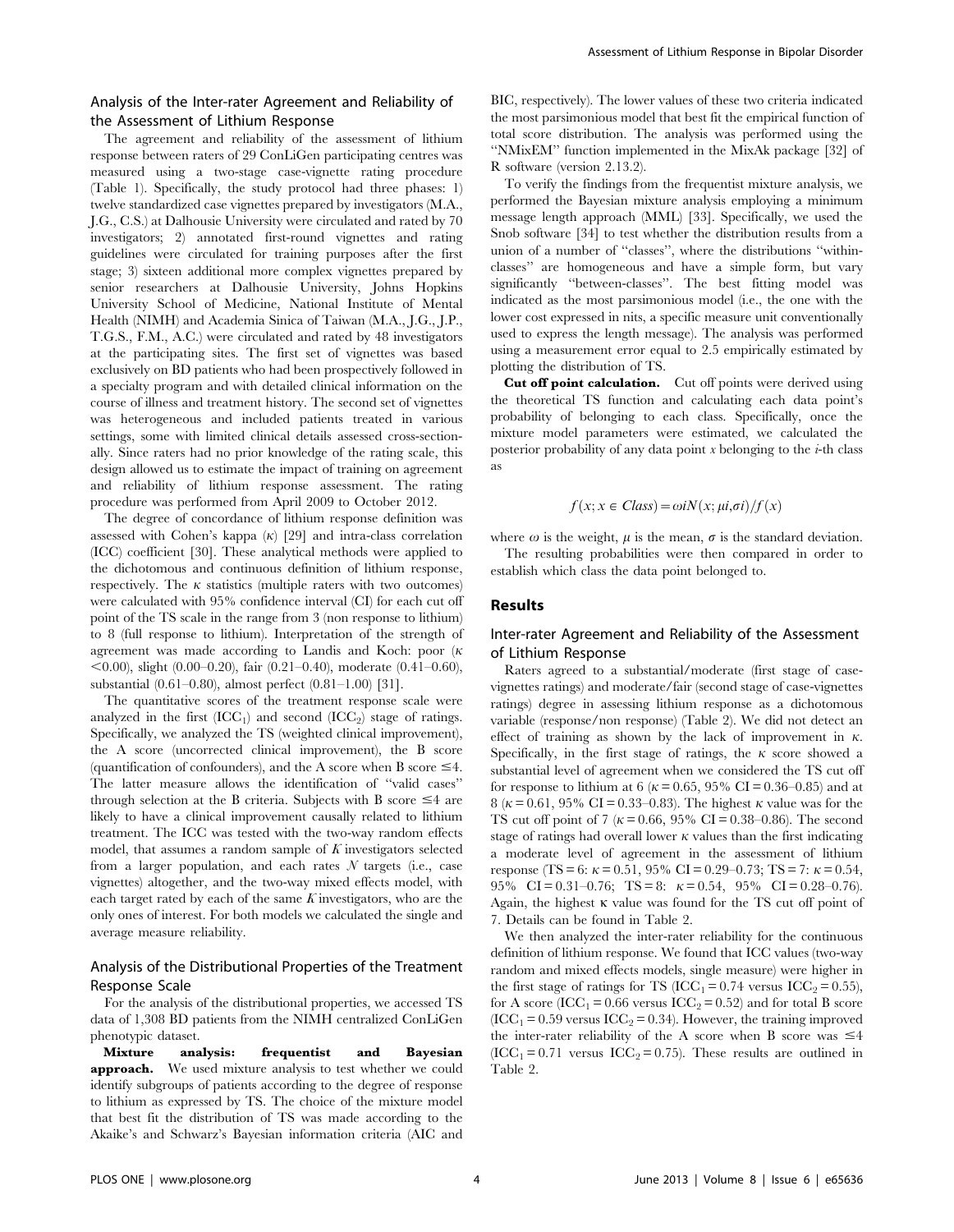### Analysis of the Inter-rater Agreement and Reliability of the Assessment of Lithium Response

The agreement and reliability of the assessment of lithium response between raters of 29 ConLiGen participating centres was measured using a two-stage case-vignette rating procedure (Table 1). Specifically, the study protocol had three phases: 1) twelve standardized case vignettes prepared by investigators (M.A., J.G., C.S.) at Dalhousie University were circulated and rated by 70 investigators; 2) annotated first-round vignettes and rating guidelines were circulated for training purposes after the first stage; 3) sixteen additional more complex vignettes prepared by senior researchers at Dalhousie University, Johns Hopkins University School of Medicine, National Institute of Mental Health (NIMH) and Academia Sinica of Taiwan (M.A., J.G., J.P., T.G.S., F.M., A.C.) were circulated and rated by 48 investigators at the participating sites. The first set of vignettes was based exclusively on BD patients who had been prospectively followed in a specialty program and with detailed clinical information on the course of illness and treatment history. The second set of vignettes was heterogeneous and included patients treated in various settings, some with limited clinical details assessed cross-sectionally. Since raters had no prior knowledge of the rating scale, this design allowed us to estimate the impact of training on agreement and reliability of lithium response assessment. The rating procedure was performed from April 2009 to October 2012.

The degree of concordance of lithium response definition was assessed with Cohen's kappa ($\kappa$) [29] and intra-class correlation (ICC) coefficient [30]. These analytical methods were applied to the dichotomous and continuous definition of lithium response, respectively. The $\kappa$ statistics (multiple raters with two outcomes) were calculated with 95% confidence interval (CI) for each cut off point of the TS scale in the range from 3 (non response to lithium) to 8 (full response to lithium). Interpretation of the strength of agreement was made according to Landis and Koch: poor ($\kappa$ <0.00), slight (0.00–0.20), fair (0.21–0.40), moderate (0.41–0.60), substantial (0.61–0.80), almost perfect (0.81–1.00) [31].

The quantitative scores of the treatment response scale were analyzed in the first ($ICC_1$) and second ($ICC_2$) stage of ratings. Specifically, we analyzed the TS (weighted clinical improvement), the A score (uncorrected clinical improvement), the B score (quantification of confounders), and the A score when B score $\leq$4. The latter measure allows the identification of "valid cases" through selection at the B criteria. Subjects with B score $\leq$4 are likely to have a clinical improvement causally related to lithium treatment. The ICC was tested with the two-way random effects model, that assumes a random sample of $K$ investigators selected from a larger population, and each rates $N$ targets (i.e., case vignettes) altogether, and the two-way mixed effects model, with each target rated by each of the same $K$ investigators, who are the only ones of interest. For both models we calculated the single and average measure reliability.

### Analysis of the Distributional Properties of the Treatment Response Scale

For the analysis of the distributional properties, we accessed TS data of 1,308 BD patients from the NIMH centralized ConLiGen phenotypic dataset.

**Mixture analysis: frequentist and Bayesian approach.** We used mixture analysis to test whether we could identify subgroups of patients according to the degree of response to lithium as expressed by TS. The choice of the mixture model that best fit the distribution of TS was made according to the Akaike's and Schwarz's Bayesian information criteria (AIC and BIC, respectively). The lower values of these two criteria indicated the most parsimonious model that best fit the empirical function of total score distribution. The analysis was performed using the "NMixEM" function implemented in the MixAk package [32] of R software (version 2.13.2).

To verify the findings from the frequentist mixture analysis, we performed the Bayesian mixture analysis employing a minimum message length approach (MML) [33]. Specifically, we used the Snob software [34] to test whether the distribution results from a union of a number of "classes", where the distributions "within-classes" are homogeneous and have a simple form, but vary significantly "between-classes". The best fitting model was indicated as the most parsimonious model (i.e., the one with the lower cost expressed in nits, a specific measure unit conventionally used to express the length message). The analysis was performed using a measurement error equal to 2.5 empirically estimated by plotting the distribution of TS.

**Cut off point calculation.** Cut off points were derived using the theoretical TS function and calculating each data point's probability of belonging to each class. Specifically, once the mixture model parameters were estimated, we calculated the posterior probability of any data point $x$ belonging to the $i$-th class as

$$f(x; x \in Class) = \omega i N(x; \mu i, \sigma i)/f(x)$$

where $\omega$ is the weight, $\mu$ is the mean, $\sigma$ is the standard deviation.

The resulting probabilities were then compared in order to establish which class the data point belonged to.

## Results

### Inter-rater Agreement and Reliability of the Assessment of Lithium Response

Raters agreed to a substantial/moderate (first stage of case-vignettes ratings) and moderate/fair (second stage of case-vignettes ratings) degree in assessing lithium response as a dichotomous variable (response/non response) (Table 2). We did not detect an effect of training as shown by the lack of improvement in $\kappa$. Specifically, in the first stage of ratings, the $\kappa$ score showed a substantial level of agreement when we considered the TS cut off for response to lithium at 6 ($\kappa$ = 0.65, 95% CI = 0.36–0.85) and at 8 ($\kappa$ = 0.61, 95% CI = 0.33–0.83). The highest $\kappa$ value was for the TS cut off point of 7 ($\kappa$ = 0.66, 95% CI = 0.38–0.86). The second stage of ratings had overall lower $\kappa$ values than the first indicating a moderate level of agreement in the assessment of lithium response (TS = 6: $\kappa$ = 0.51, 95% CI = 0.29–0.73; TS = 7: $\kappa$ = 0.54, 95% CI = 0.31–0.76; TS = 8: $\kappa$ = 0.54, 95% CI = 0.28–0.76). Again, the highest $\kappa$ value was found for the TS cut off point of 7. Details can be found in Table 2.

We then analyzed the inter-rater reliability for the continuous definition of lithium response. We found that ICC values (two-way random and mixed effects models, single measure) were higher in the first stage of ratings for TS ($ICC_1$ = 0.74 versus $ICC_2$ = 0.55), for A score ($ICC_1$ = 0.66 versus $ICC_2$ = 0.52) and for total B score ($ICC_1$ = 0.59 versus $ICC_2$ = 0.34). However, the training improved the inter-rater reliability of the A score when B score was $\leq$4 ($ICC_1$ = 0.71 versus $ICC_2$ = 0.75). These results are outlined in Table 2.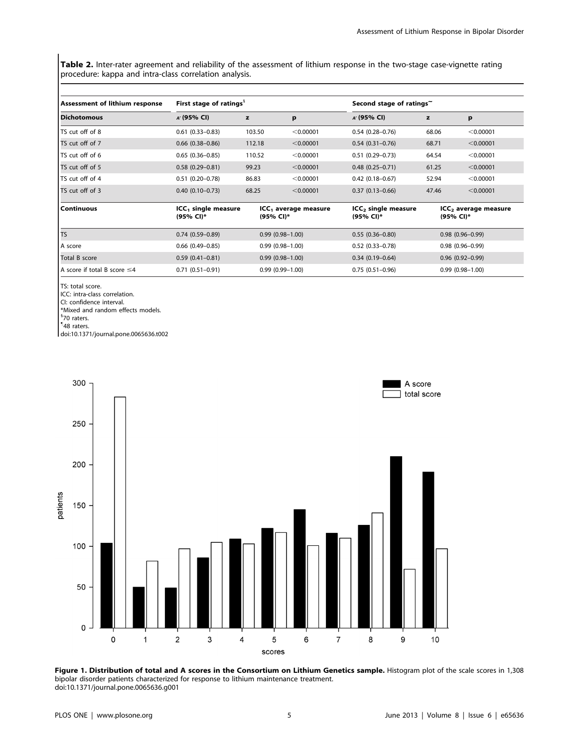**Table 2.** Inter-rater agreement and reliability of the assessment of lithium response in the two-stage case-vignette rating procedure: kappa and intra-class correlation analysis.

| Assessment of lithium response | First stage of ratings[§] | | | Second stage of ratings[~] | | |
|---|---|---|---|---|---|---|
| **Dichotomous** | **κ (95% CI)** | **z** | **p** | **κ (95% CI)** | **z** | **p** |
| TS cut off of 8 | 0.61 (0.33–0.83) | 103.50 | <0.00001 | 0.54 (0.28–0.76) | 68.06 | <0.00001 |
| TS cut off of 7 | 0.66 (0.38–0.86) | 112.18 | <0.00001 | 0.54 (0.31–0.76) | 68.71 | <0.00001 |
| TS cut off of 6 | 0.65 (0.36–0.85) | 110.52 | <0.00001 | 0.51 (0.29–0.73) | 64.54 | <0.00001 |
| TS cut off of 5 | 0.58 (0.29–0.81) | 99.23 | <0.00001 | 0.48 (0.25–0.71) | 61.25 | <0.00001 |
| TS cut off of 4 | 0.51 (0.20–0.78) | 86.83 | <0.00001 | 0.42 (0.18–0.67) | 52.94 | <0.00001 |
| TS cut off of 3 | 0.40 (0.10–0.73) | 68.25 | <0.00001 | 0.37 (0.13–0.66) | 47.46 | <0.00001 |
| **Continuous** | **$ICC_1$ single measure (95% CI)*** | **$ICC_1$ average measure (95% CI)*** | | **$ICC_2$ single measure (95% CI)*** | **$ICC_2$ average measure (95% CI)*** | |
| TS | 0.74 (0.59–0.89) | 0.99 (0.98–1.00) | | 0.55 (0.36–0.80) | 0.98 (0.96–0.99) | |
| A score | 0.66 (0.49–0.85) | 0.99 (0.98–1.00) | | 0.52 (0.33–0.78) | 0.98 (0.96–0.99) | |
| Total B score | 0.59 (0.41–0.81) | 0.99 (0.98–1.00) | | 0.34 (0.19–0.64) | 0.96 (0.92–0.99) | |
| A score if total B score ≤4 | 0.71 (0.51–0.91) | 0.99 (0.99–1.00) | | 0.75 (0.51–0.96) | 0.99 (0.98–1.00) | |

TS: total score.
ICC: intra-class correlation.
CI: confidence interval.
*Mixed and random effects models.
[§]70 raters.
[~]48 raters.
doi:10.1371/journal.pone.0065636.t002

**Figure 1. Distribution of total and A scores in the Consortium on Lithium Genetics sample.** Histogram plot of the scale scores in 1,308 bipolar disorder patients characterized for response to lithium maintenance treatment.
doi:10.1371/journal.pone.0065636.g001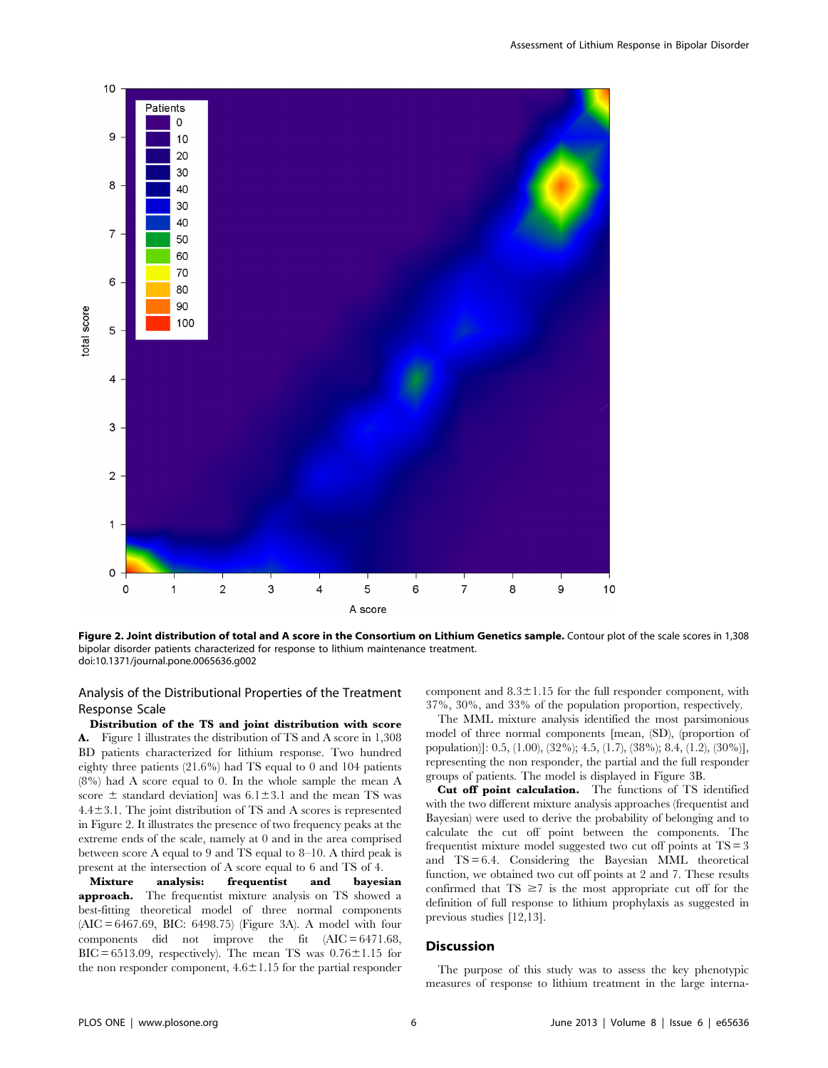**Figure 2. Joint distribution of total and A score in the Consortium on Lithium Genetics sample.** Contour plot of the scale scores in 1,308 bipolar disorder patients characterized for response to lithium maintenance treatment.
doi:10.1371/journal.pone.0065636.g002

## Analysis of the Distributional Properties of the Treatment Response Scale

**Distribution of the TS and joint distribution with score A.** Figure 1 illustrates the distribution of TS and A score in 1,308 BD patients characterized for lithium response. Two hundred eighty three patients (21.6%) had TS equal to 0 and 104 patients (8%) had A score equal to 0. In the whole sample the mean A score ± standard deviation] was 6.1±3.1 and the mean TS was 4.4±3.1. The joint distribution of TS and A scores is represented in Figure 2. It illustrates the presence of two frequency peaks at the extreme ends of the scale, namely at 0 and in the area comprised between score A equal to 9 and TS equal to 8–10. A third peak is present at the intersection of A score equal to 6 and TS of 4.

**Mixture analysis: frequentist and bayesian approach.** The frequentist mixture analysis on TS showed a best-fitting theoretical model of three normal components (AIC = 6467.69, BIC: 6498.75) (Figure 3A). A model with four components did not improve the fit (AIC = 6471.68, BIC = 6513.09, respectively). The mean TS was 0.76±1.15 for the non responder component, 4.6±1.15 for the partial responder component and 8.3±1.15 for the full responder component, with 37%, 30%, and 33% of the population proportion, respectively.

The MML mixture analysis identified the most parsimonious model of three normal components [mean, (SD), (proportion of population)]: 0.5, (1.00), (32%); 4.5, (1.7), (38%); 8.4, (1.2), (30%)], representing the non responder, the partial and the full responder groups of patients. The model is displayed in Figure 3B.

**Cut off point calculation.** The functions of TS identified with the two different mixture analysis approaches (frequentist and Bayesian) were used to derive the probability of belonging and to calculate the cut off point between the components. The frequentist mixture model suggested two cut off points at TS = 3 and TS = 6.4. Considering the Bayesian MML theoretical function, we obtained two cut off points at 2 and 7. These results confirmed that TS ≥7 is the most appropriate cut off for the definition of full response to lithium prophylaxis as suggested in previous studies [12,13].

## Discussion

The purpose of this study was to assess the key phenotypic measures of response to lithium treatment in the large interna-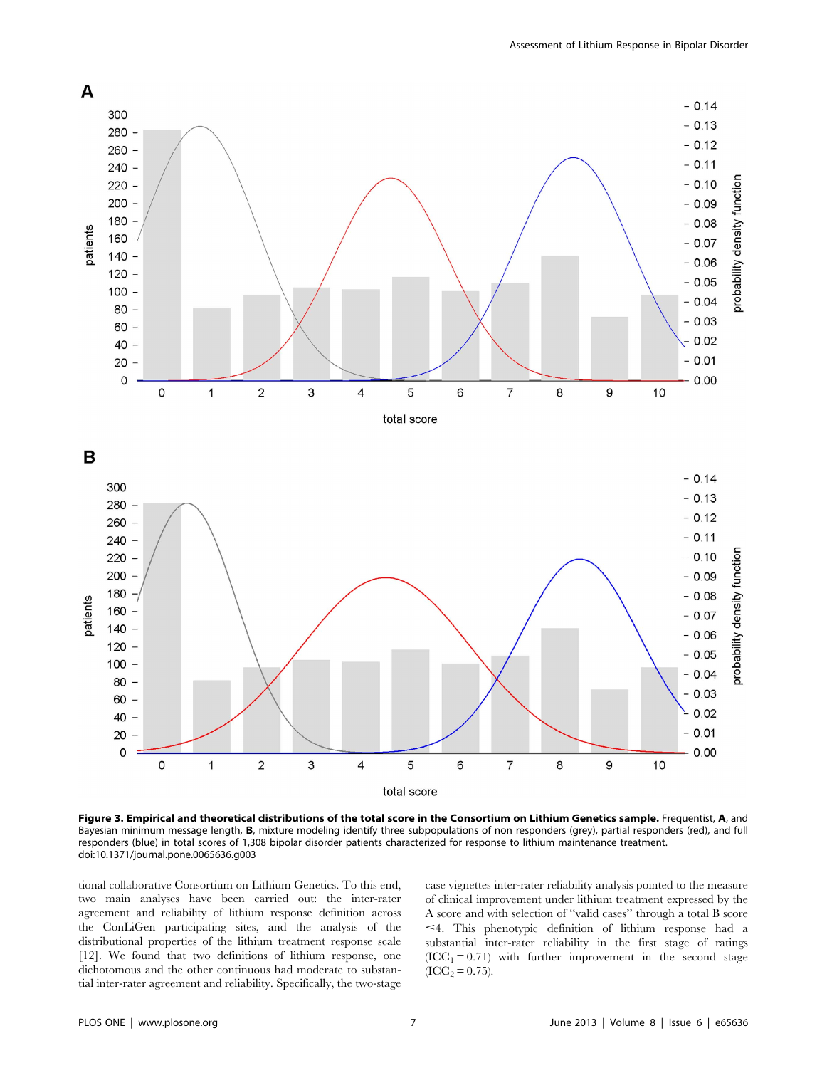**Figure 3. Empirical and theoretical distributions of the total score in the Consortium on Lithium Genetics sample.** Frequentist, **A**, and Bayesian minimum message length, **B**, mixture modeling identify three subpopulations of non responders (grey), partial responders (red), and full responders (blue) in total scores of 1,308 bipolar disorder patients characterized for response to lithium maintenance treatment.
doi:10.1371/journal.pone.0065636.g003

tional collaborative Consortium on Lithium Genetics. To this end, two main analyses have been carried out: the inter-rater agreement and reliability of lithium response definition across the ConLiGen participating sites, and the analysis of the distributional properties of the lithium treatment response scale [12]. We found that two definitions of lithium response, one dichotomous and the other continuous had moderate to substantial inter-rater agreement and reliability. Specifically, the two-stage case vignettes inter-rater reliability analysis pointed to the measure of clinical improvement under lithium treatment expressed by the A score and with selection of "valid cases" through a total B score ≤4. This phenotypic definition of lithium response had a substantial inter-rater reliability in the first stage of ratings ($ICC_1 = 0.71$) with further improvement in the second stage ($ICC_2 = 0.75$).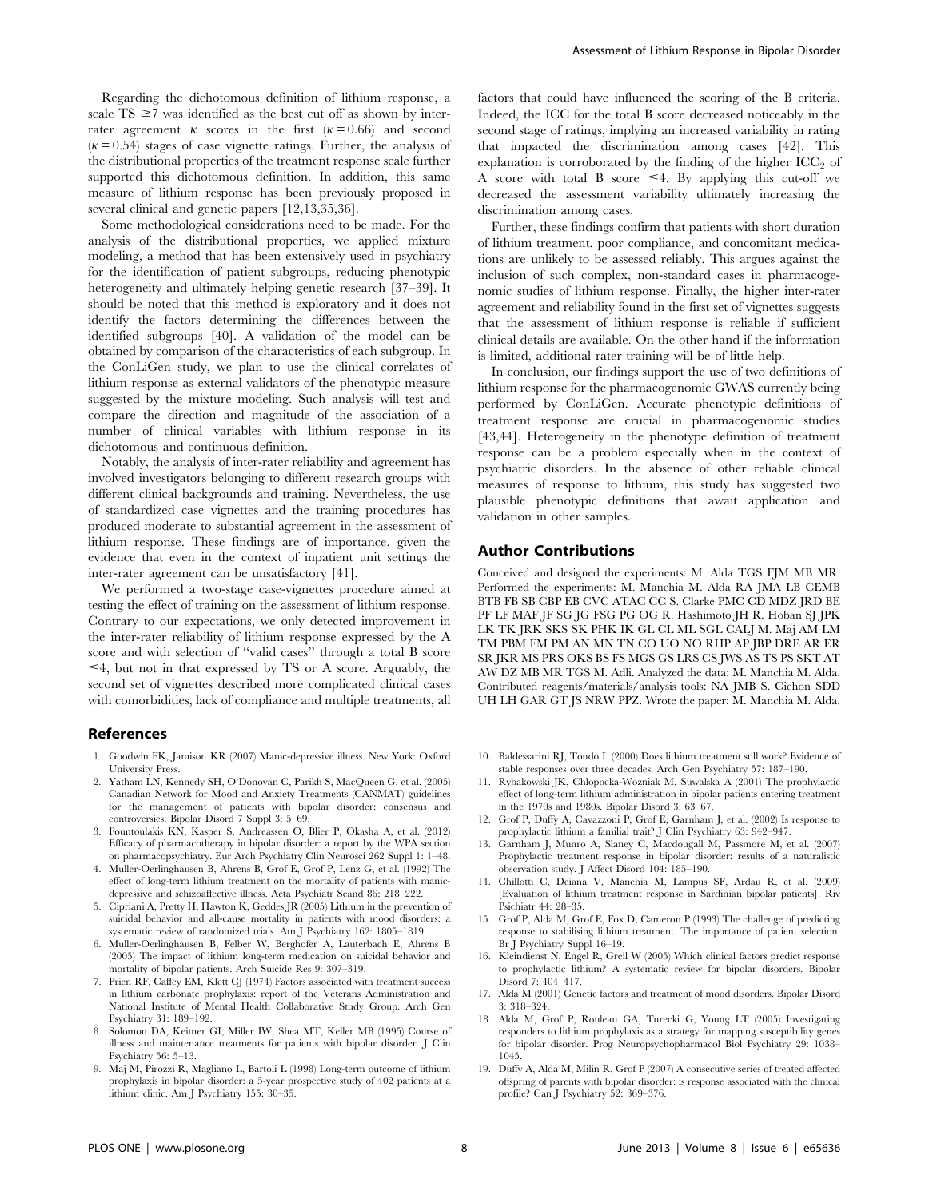Regarding the dichotomous definition of lithium response, a scale TS $\geq$7 was identified as the best cut off as shown by inter-rater agreement $\kappa$ scores in the first ($\kappa = 0.66$) and second ($\kappa = 0.54$) stages of case vignette ratings. Further, the analysis of the distributional properties of the treatment response scale further supported this dichotomous definition. In addition, this same measure of lithium response has been previously proposed in several clinical and genetic papers [12,13,35,36].

Some methodological considerations need to be made. For the analysis of the distributional properties, we applied mixture modeling, a method that has been extensively used in psychiatry for the identification of patient subgroups, reducing phenotypic heterogeneity and ultimately helping genetic research [37–39]. It should be noted that this method is exploratory and it does not identify the factors determining the differences between the identified subgroups [40]. A validation of the model can be obtained by comparison of the characteristics of each subgroup. In the ConLiGen study, we plan to use the clinical correlates of lithium response as external validators of the phenotypic measure suggested by the mixture modeling. Such analysis will test and compare the direction and magnitude of the association of a number of clinical variables with lithium response in its dichotomous and continuous definition.

Notably, the analysis of inter-rater reliability and agreement has involved investigators belonging to different research groups with different clinical backgrounds and training. Nevertheless, the use of standardized case vignettes and the training procedures has produced moderate to substantial agreement in the assessment of lithium response. These findings are of importance, given the evidence that even in the context of inpatient unit settings the inter-rater agreement can be unsatisfactory [41].

We performed a two-stage case-vignettes procedure aimed at testing the effect of training on the assessment of lithium response. Contrary to our expectations, we only detected improvement in the inter-rater reliability of lithium response expressed by the A score and with selection of "valid cases" through a total B score $\leq$4, but not in that expressed by TS or A score. Arguably, the second set of vignettes described more complicated clinical cases with comorbidities, lack of compliance and multiple treatments, all factors that could have influenced the scoring of the B criteria. Indeed, the ICC for the total B score decreased noticeably in the second stage of ratings, implying an increased variability in rating that impacted the discrimination among cases [42]. This explanation is corroborated by the finding of the higher $ICC_2$ of A score with total B score $\leq$4. By applying this cut-off we decreased the assessment variability ultimately increasing the discrimination among cases.

Further, these findings confirm that patients with short duration of lithium treatment, poor compliance, and concomitant medications are unlikely to be assessed reliably. This argues against the inclusion of such complex, non-standard cases in pharmacogenomic studies of lithium response. Finally, the higher inter-rater agreement and reliability found in the first set of vignettes suggests that the assessment of lithium response is reliable if sufficient clinical details are available. On the other hand if the information is limited, additional rater training will be of little help.

In conclusion, our findings support the use of two definitions of lithium response for the pharmacogenomic GWAS currently being performed by ConLiGen. Accurate phenotypic definitions of treatment response are crucial in pharmacogenomic studies [43,44]. Heterogeneity in the phenotype definition of treatment response can be a problem especially when in the context of psychiatric disorders. In the absence of other reliable clinical measures of response to lithium, this study has suggested two plausible phenotypic definitions that await application and validation in other samples.

## Author Contributions

Conceived and designed the experiments: M. Alda TGS FJM MB MR. Performed the experiments: M. Manchia M. Alda RA JMA LB CEMB BTB FB SB CBP EB CVC ATAC CC S. Clarke PMC CD MDZ JRD BE PF LF MAF JF SG JG FSG PG OG R. Hashimoto JH R. Hoban SJ JPK LK TK JRK SKS SK PHK IK GL CL ML SGL CALJ M. Maj AM LM TM PBM FM PM AN MN TN CO UO NO RHP AP JBP DRE AR ER SR JKR MS PRS OKS BS FS MGS GS LRS CS JWS AS TS PS SKT AT AW DZ MB MR TGS M. Adli. Analyzed the data: M. Manchia M. Alda. Contributed reagents/materials/analysis tools: NA JMB S. Cichon SDD UH LH GAR GT JS NRW PPZ. Wrote the paper: M. Manchia M. Alda.

## References

1. Goodwin FK, Jamison KR (2007) Manic-depressive illness. New York: Oxford University Press.
2. Yatham LN, Kennedy SH, O'Donovan C, Parikh S, MacQueen G, et al. (2005) Canadian Network for Mood and Anxiety Treatments (CANMAT) guidelines for the management of patients with bipolar disorder: consensus and controversies. Bipolar Disord 7 Suppl 3: 5–69.
3. Fountoulakis KN, Kasper S, Andreassen O, Blier P, Okasha A, et al. (2012) Efficacy of pharmacotherapy in bipolar disorder: a report by the WPA section on pharmacopsychiatry. Eur Arch Psychiatry Clin Neurosci 262 Suppl 1: 1–48.
4. Muller-Oerlinghausen B, Ahrens B, Grof E, Grof P, Lenz G, et al. (1992) The effect of long-term lithium treatment on the mortality of patients with manic-depressive and schizoaffective illness. Acta Psychiatr Scand 86: 218–222.
5. Cipriani A, Pretty H, Hawton K, Geddes JR (2005) Lithium in the prevention of suicidal behavior and all-cause mortality in patients with mood disorders: a systematic review of randomized trials. Am J Psychiatry 162: 1805–1819.
6. Muller-Oerlinghausen B, Felber W, Berghofer A, Lauterbach E, Ahrens B (2005) The impact of lithium long-term medication on suicidal behavior and mortality of bipolar patients. Arch Suicide Res 9: 307–319.
7. Prien RF, Caffey EM, Klett CJ (1974) Factors associated with treatment success in lithium carbonate prophylaxis: report of the Veterans Administration and National Institute of Mental Health Collaborative Study Group. Arch Gen Psychiatry 31: 189–192.
8. Solomon DA, Keitner GI, Miller IW, Shea MT, Keller MB (1995) Course of illness and maintenance treatments for patients with bipolar disorder. J Clin Psychiatry 56: 5–13.
9. Maj M, Pirozzi R, Magliano L, Bartoli L (1998) Long-term outcome of lithium prophylaxis in bipolar disorder: a 5-year prospective study of 402 patients at a lithium clinic. Am J Psychiatry 155: 30–35.
10. Baldessarini RJ, Tondo L (2000) Does lithium treatment still work? Evidence of stable responses over three decades. Arch Gen Psychiatry 57: 187–190.
11. Rybakowski JK, Chlopocka-Wozniak M, Suwalska A (2001) The prophylactic effect of long-term lithium administration in bipolar patients entering treatment in the 1970s and 1980s. Bipolar Disord 3: 63–67.
12. Grof P, Duffy A, Cavazzoni P, Grof E, Garnham J, et al. (2002) Is response to prophylactic lithium a familial trait? J Clin Psychiatry 63: 942–947.
13. Garnham J, Munro A, Slaney C, Macdougall M, Passmore M, et al. (2007) Prophylactic treatment response in bipolar disorder: results of a naturalistic observation study. J Affect Disord 104: 185–190.
14. Chillotti C, Deiana V, Manchia M, Lampus SF, Ardau R, et al. (2009) [Evaluation of lithium treatment response in Sardinian bipolar patients]. Riv Psichiatr 44: 28–35.
15. Grof P, Alda M, Grof E, Fox D, Cameron P (1993) The challenge of predicting response to stabilising lithium treatment. The importance of patient selection. Br J Psychiatry Suppl 16–19.
16. Kleindienst N, Engel R, Greil W (2005) Which clinical factors predict response to prophylactic lithium? A systematic review for bipolar disorders. Bipolar Disord 7: 404–417.
17. Alda M (2001) Genetic factors and treatment of mood disorders. Bipolar Disord 3: 318–324.
18. Alda M, Grof P, Rouleau GA, Turecki G, Young LT (2005) Investigating responders to lithium prophylaxis as a strategy for mapping susceptibility genes for bipolar disorder. Prog Neuropsychopharmacol Biol Psychiatry 29: 1038–1045.
19. Duffy A, Alda M, Milin R, Grof P (2007) A consecutive series of treated affected offspring of parents with bipolar disorder: is response associated with the clinical profile? Can J Psychiatry 52: 369–376.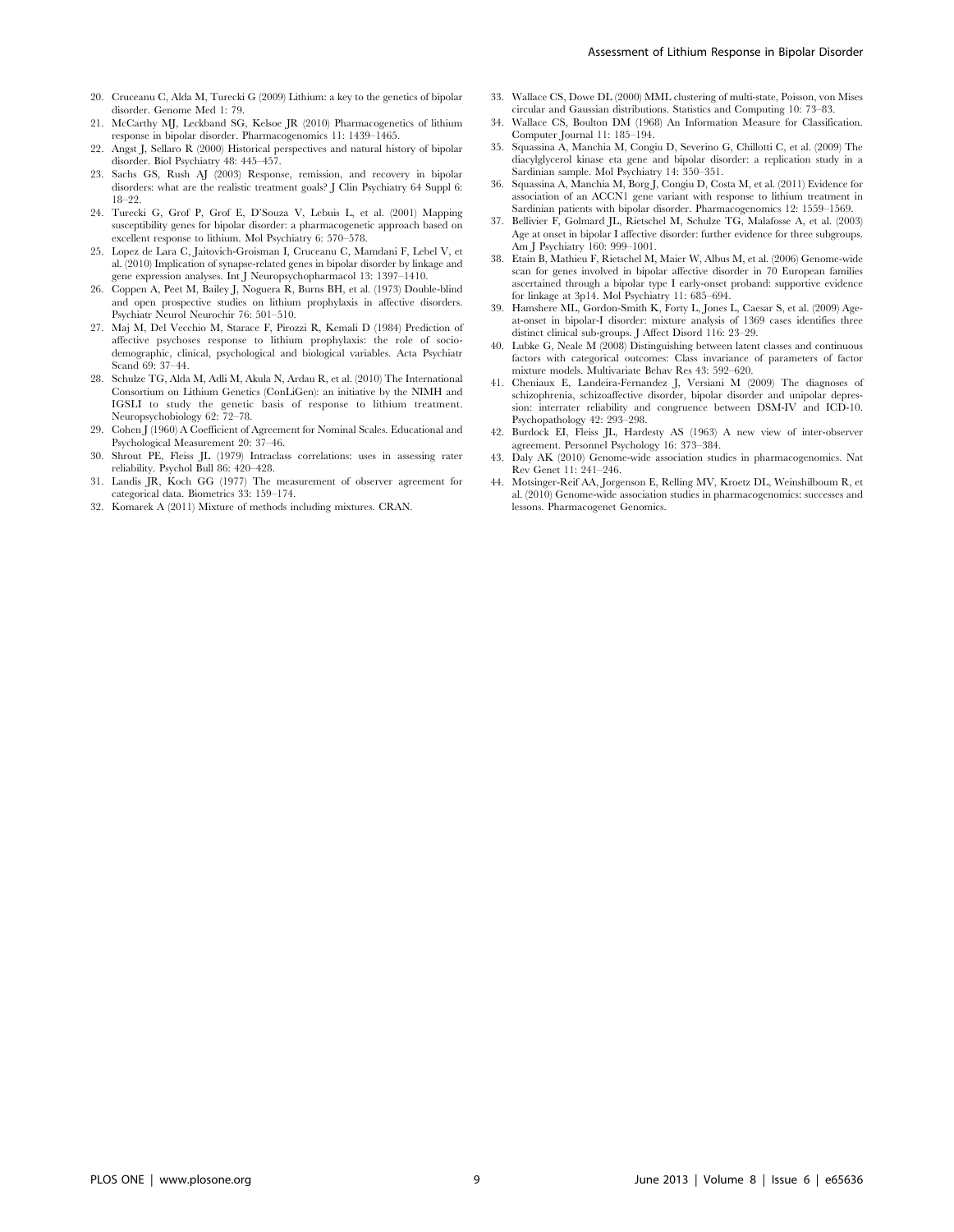20. Cruceanu C, Alda M, Turecki G (2009) Lithium: a key to the genetics of bipolar disorder. Genome Med 1: 79.
21. McCarthy MJ, Leckband SG, Kelsoe JR (2010) Pharmacogenetics of lithium response in bipolar disorder. Pharmacogenomics 11: 1439–1465.
22. Angst J, Sellaro R (2000) Historical perspectives and natural history of bipolar disorder. Biol Psychiatry 48: 445–457.
23. Sachs GS, Rush AJ (2003) Response, remission, and recovery in bipolar disorders: what are the realistic treatment goals? J Clin Psychiatry 64 Suppl 6: 18–22.
24. Turecki G, Grof P, Grof E, D'Souza V, Lebuis L, et al. (2001) Mapping susceptibility genes for bipolar disorder: a pharmacogenetic approach based on excellent response to lithium. Mol Psychiatry 6: 570–578.
25. Lopez de Lara C, Jaitovich-Groisman I, Cruceanu C, Mamdani F, Lebel V, et al. (2010) Implication of synapse-related genes in bipolar disorder by linkage and gene expression analyses. Int J Neuropsychopharmacol 13: 1397–1410.
26. Coppen A, Peet M, Bailey J, Noguera R, Burns BH, et al. (1973) Double-blind and open prospective studies on lithium prophylaxis in affective disorders. Psychiatr Neurol Neurochir 76: 501–510.
27. Maj M, Del Vecchio M, Starace F, Pirozzi R, Kemali D (1984) Prediction of affective psychoses response to lithium prophylaxis: the role of socio-demographic, clinical, psychological and biological variables. Acta Psychiatr Scand 69: 37–44.
28. Schulze TG, Alda M, Adli M, Akula N, Ardau R, et al. (2010) The International Consortium on Lithium Genetics (ConLiGen): an initiative by the NIMH and IGSLI to study the genetic basis of response to lithium treatment. Neuropsychobiology 62: 72–78.
29. Cohen J (1960) A Coefficient of Agreement for Nominal Scales. Educational and Psychological Measurement 20: 37–46.
30. Shrout PE, Fleiss JL (1979) Intraclass correlations: uses in assessing rater reliability. Psychol Bull 86: 420–428.
31. Landis JR, Koch GG (1977) The measurement of observer agreement for categorical data. Biometrics 33: 159–174.
32. Komarek A (2011) Mixture of methods including mixtures. CRAN.
33. Wallace CS, Dowe DL (2000) MML clustering of multi-state, Poisson, von Mises circular and Gaussian distributions. Statistics and Computing 10: 73–83.
34. Wallace CS, Boulton DM (1968) An Information Measure for Classification. Computer Journal 11: 185–194.
35. Squassina A, Manchia M, Congiu D, Severino G, Chillotti C, et al. (2009) The diacylglycerol kinase eta gene and bipolar disorder: a replication study in a Sardinian sample. Mol Psychiatry 14: 350–351.
36. Squassina A, Manchia M, Borg J, Congiu D, Costa M, et al. (2011) Evidence for association of an ACCN1 gene variant with response to lithium treatment in Sardinian patients with bipolar disorder. Pharmacogenomics 12: 1559–1569.
37. Bellivier F, Golmard JL, Rietschel M, Schulze TG, Malafosse A, et al. (2003) Age at onset in bipolar I affective disorder: further evidence for three subgroups. Am J Psychiatry 160: 999–1001.
38. Etain B, Mathieu F, Rietschel M, Maier W, Albus M, et al. (2006) Genome-wide scan for genes involved in bipolar affective disorder in 70 European families ascertained through a bipolar type I early-onset proband: supportive evidence for linkage at 3p14. Mol Psychiatry 11: 685–694.
39. Hamshere ML, Gordon-Smith K, Forty L, Jones L, Caesar S, et al. (2009) Age-at-onset in bipolar-I disorder: mixture analysis of 1369 cases identifies three distinct clinical sub-groups. J Affect Disord 116: 23–29.
40. Lubke G, Neale M (2008) Distinguishing between latent classes and continuous factors with categorical outcomes: Class invariance of parameters of factor mixture models. Multivariate Behav Res 43: 592–620.
41. Cheniaux E, Landeira-Fernandez J, Versiani M (2009) The diagnoses of schizophrenia, schizoaffective disorder, bipolar disorder and unipolar depression: interrater reliability and congruence between DSM-IV and ICD-10. Psychopathology 42: 293–298.
42. Burdock EI, Fleiss JL, Hardesty AS (1963) A new view of inter-observer agreement. Personnel Psychology 16: 373–384.
43. Daly AK (2010) Genome-wide association studies in pharmacogenomics. Nat Rev Genet 11: 241–246.
44. Motsinger-Reif AA, Jorgenson E, Relling MV, Kroetz DL, Weinshilboum R, et al. (2010) Genome-wide association studies in pharmacogenomics: successes and lessons. Pharmacogenet Genomics.